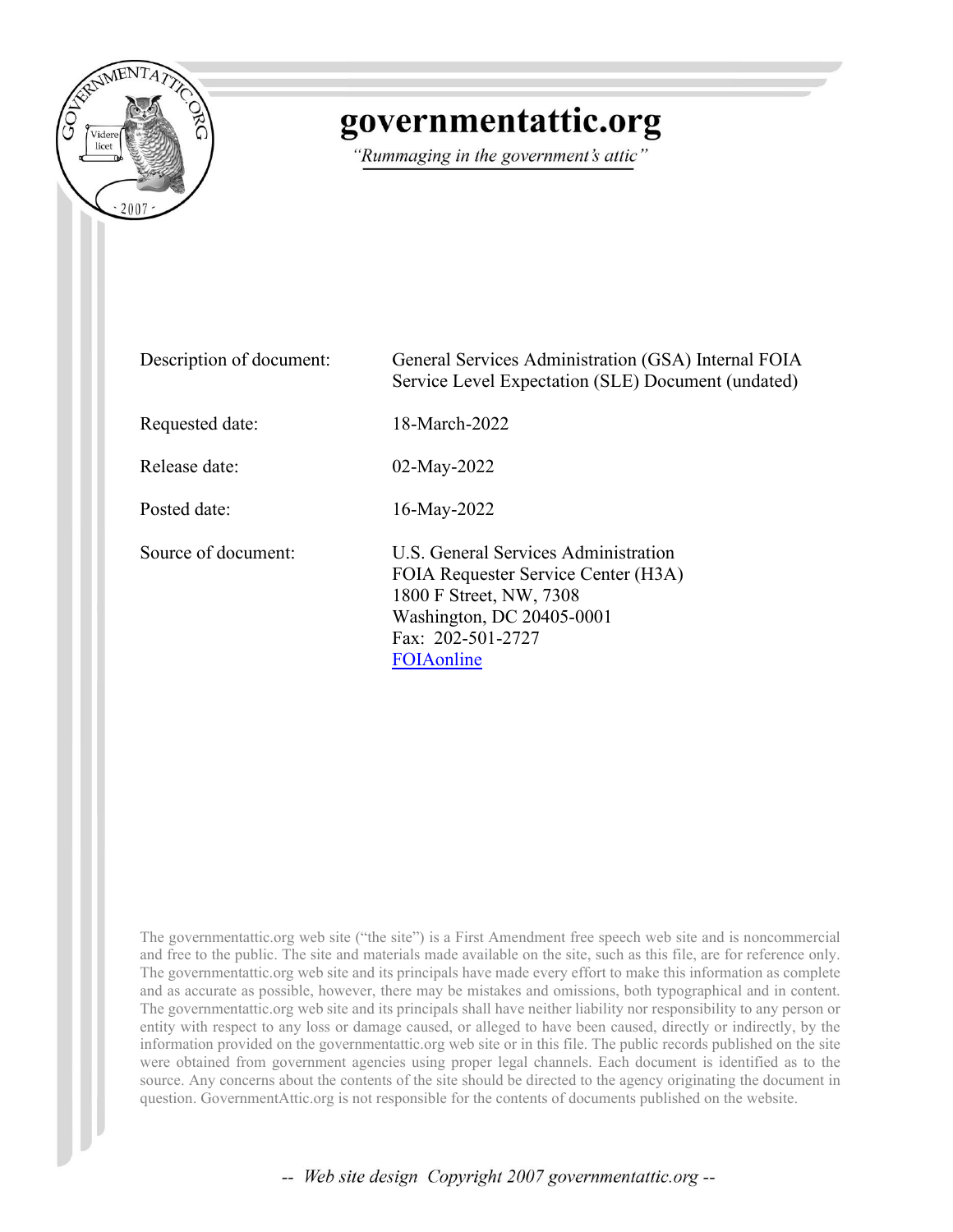# governmentattic.org

*"Rummaging in the government's attic"*

| | |
|---|---|
| Description of document: | General Services Administration (GSA) Internal FOIA Service Level Expectation (SLE) Document (undated) |
| Requested date: | 18-March-2022 |
| Release date: | 02-May-2022 |
| Posted date: | 16-May-2022 |
| Source of document: | U.S. General Services Administration<br>FOIA Requester Service Center (H3A)<br>1800 F Street, NW, 7308<br>Washington, DC 20405-0001<br>Fax: 202-501-2727<br>FOIAonline |

The governmentattic.org web site ("the site") is a First Amendment free speech web site and is noncommercial and free to the public. The site and materials made available on the site, such as this file, are for reference only. The governmentattic.org web site and its principals have made every effort to make this information as complete and as accurate as possible, however, there may be mistakes and omissions, both typographical and in content. The governmentattic.org web site and its principals shall have neither liability nor responsibility to any person or entity with respect to any loss or damage caused, or alleged to have been caused, directly or indirectly, by the information provided on the governmentattic.org web site or in this file. The public records published on the site were obtained from government agencies using proper legal channels. Each document is identified as to the source. Any concerns about the contents of the site should be directed to the agency originating the document in question. GovernmentAttic.org is not responsible for the contents of documents published on the website.

*-- Web site design Copyright 2007 governmentattic.org --*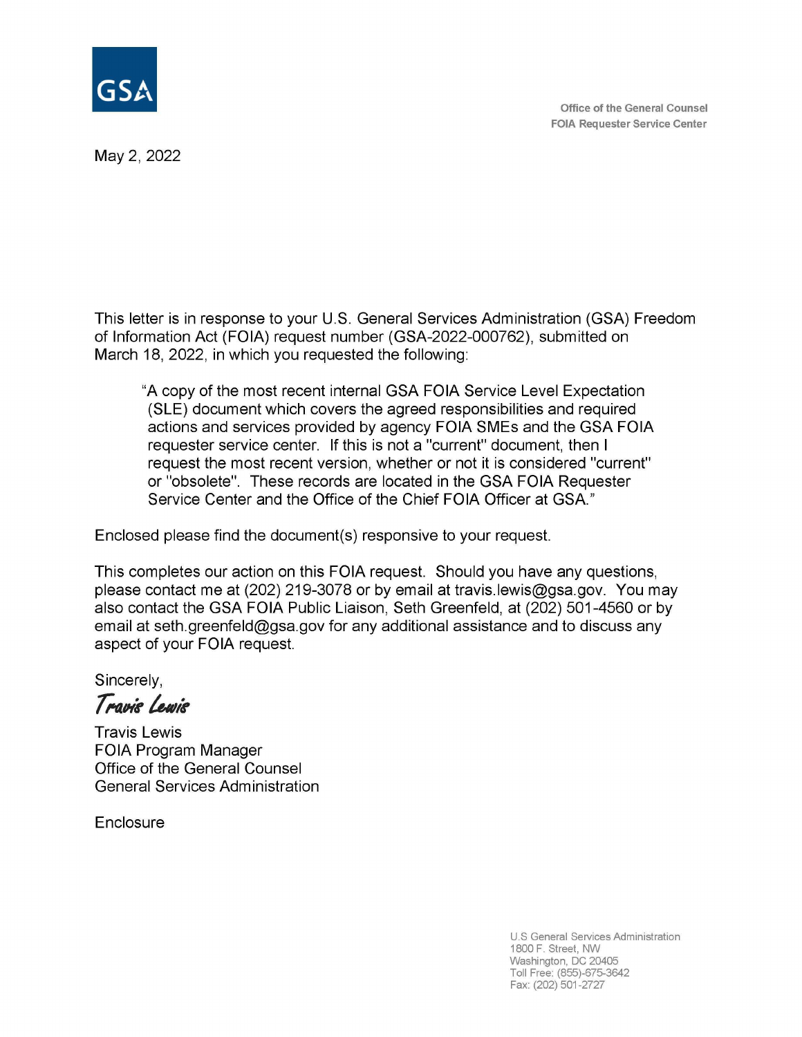GSA

Office of the General Counsel
FOIA Requester Service Center

May 2, 2022

This letter is in response to your U.S. General Services Administration (GSA) Freedom of Information Act (FOIA) request number (GSA-2022-000762), submitted on March 18, 2022, in which you requested the following:

> "A copy of the most recent internal GSA FOIA Service Level Expectation (SLE) document which covers the agreed responsibilities and required actions and services provided by agency FOIA SMEs and the GSA FOIA requester service center. If this is not a "current" document, then I request the most recent version, whether or not it is considered "current" or "obsolete". These records are located in the GSA FOIA Requester Service Center and the Office of the Chief FOIA Officer at GSA."

Enclosed please find the document(s) responsive to your request.

This completes our action on this FOIA request. Should you have any questions, please contact me at (202) 219-3078 or by email at travis.lewis@gsa.gov. You may also contact the GSA FOIA Public Liaison, Seth Greenfeld, at (202) 501-4560 or by email at seth.greenfeld@gsa.gov for any additional assistance and to discuss any aspect of your FOIA request.

Sincerely,

*Travis Lewis*

Travis Lewis
FOIA Program Manager
Office of the General Counsel
General Services Administration

Enclosure

U.S General Services Administration
1800 F. Street, NW
Washington, DC 20405
Toll Free: (855)-675-3642
Fax: (202) 501-2727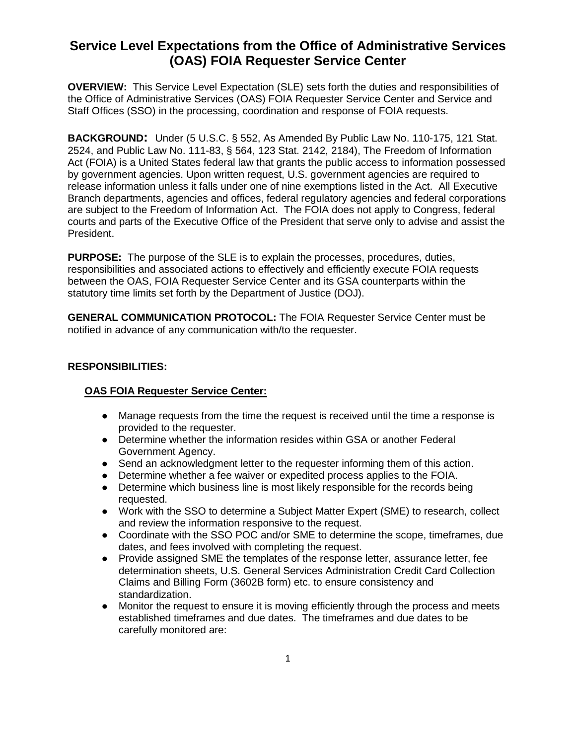# Service Level Expectations from the Office of Administrative Services (OAS) FOIA Requester Service Center

**OVERVIEW:** This Service Level Expectation (SLE) sets forth the duties and responsibilities of the Office of Administrative Services (OAS) FOIA Requester Service Center and Service and Staff Offices (SSO) in the processing, coordination and response of FOIA requests.

**BACKGROUND:** Under (5 U.S.C. § 552, As Amended By Public Law No. 110-175, 121 Stat. 2524, and Public Law No. 111-83, § 564, 123 Stat. 2142, 2184), The Freedom of Information Act (FOIA) is a United States federal law that grants the public access to information possessed by government agencies. Upon written request, U.S. government agencies are required to release information unless it falls under one of nine exemptions listed in the Act. All Executive Branch departments, agencies and offices, federal regulatory agencies and federal corporations are subject to the Freedom of Information Act. The FOIA does not apply to Congress, federal courts and parts of the Executive Office of the President that serve only to advise and assist the President.

**PURPOSE:** The purpose of the SLE is to explain the processes, procedures, duties, responsibilities and associated actions to effectively and efficiently execute FOIA requests between the OAS, FOIA Requester Service Center and its GSA counterparts within the statutory time limits set forth by the Department of Justice (DOJ).

**GENERAL COMMUNICATION PROTOCOL:** The FOIA Requester Service Center must be notified in advance of any communication with/to the requester.

**RESPONSIBILITIES:**

**OAS FOIA Requester Service Center:**

- Manage requests from the time the request is received until the time a response is provided to the requester.
- Determine whether the information resides within GSA or another Federal Government Agency.
- Send an acknowledgment letter to the requester informing them of this action.
- Determine whether a fee waiver or expedited process applies to the FOIA.
- Determine which business line is most likely responsible for the records being requested.
- Work with the SSO to determine a Subject Matter Expert (SME) to research, collect and review the information responsive to the request.
- Coordinate with the SSO POC and/or SME to determine the scope, timeframes, due dates, and fees involved with completing the request.
- Provide assigned SME the templates of the response letter, assurance letter, fee determination sheets, U.S. General Services Administration Credit Card Collection Claims and Billing Form (3602B form) etc. to ensure consistency and standardization.
- Monitor the request to ensure it is moving efficiently through the process and meets established timeframes and due dates. The timeframes and due dates to be carefully monitored are: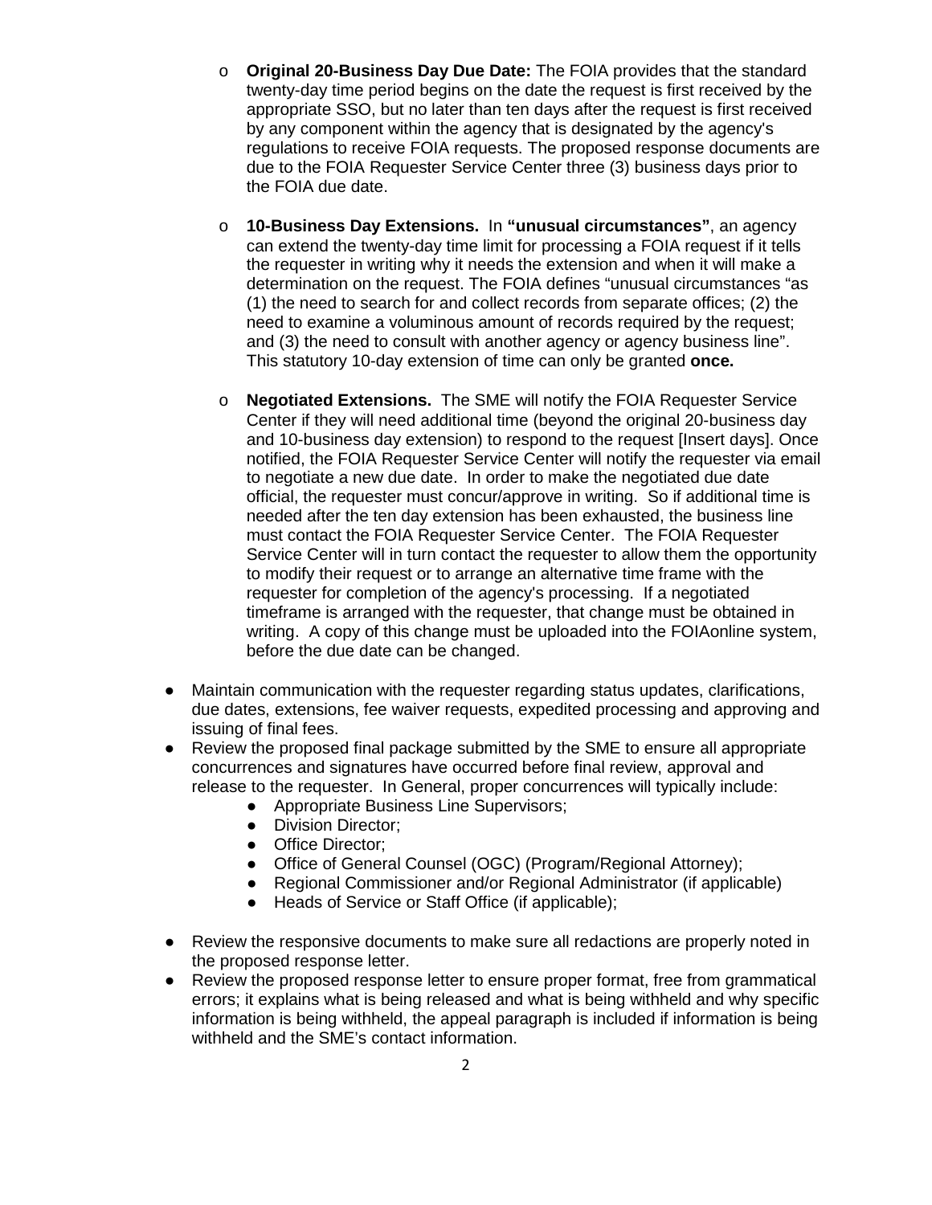- **Original 20-Business Day Due Date:** The FOIA provides that the standard twenty-day time period begins on the date the request is first received by the appropriate SSO, but no later than ten days after the request is first received by any component within the agency that is designated by the agency's regulations to receive FOIA requests. The proposed response documents are due to the FOIA Requester Service Center three (3) business days prior to the FOIA due date.

- **10-Business Day Extensions.** In **"unusual circumstances"**, an agency can extend the twenty-day time limit for processing a FOIA request if it tells the requester in writing why it needs the extension and when it will make a determination on the request. The FOIA defines "unusual circumstances "as (1) the need to search for and collect records from separate offices; (2) the need to examine a voluminous amount of records required by the request; and (3) the need to consult with another agency or agency business line". This statutory 10-day extension of time can only be granted **once.**

- **Negotiated Extensions.** The SME will notify the FOIA Requester Service Center if they will need additional time (beyond the original 20-business day and 10-business day extension) to respond to the request [Insert days]. Once notified, the FOIA Requester Service Center will notify the requester via email to negotiate a new due date. In order to make the negotiated due date official, the requester must concur/approve in writing. So if additional time is needed after the ten day extension has been exhausted, the business line must contact the FOIA Requester Service Center. The FOIA Requester Service Center will in turn contact the requester to allow them the opportunity to modify their request or to arrange an alternative time frame with the requester for completion of the agency's processing. If a negotiated timeframe is arranged with the requester, that change must be obtained in writing. A copy of this change must be uploaded into the FOIAonline system, before the due date can be changed.

- Maintain communication with the requester regarding status updates, clarifications, due dates, extensions, fee waiver requests, expedited processing and approving and issuing of final fees.
- Review the proposed final package submitted by the SME to ensure all appropriate concurrences and signatures have occurred before final review, approval and release to the requester. In General, proper concurrences will typically include:
  - Appropriate Business Line Supervisors;
  - Division Director;
  - Office Director;
  - Office of General Counsel (OGC) (Program/Regional Attorney);
  - Regional Commissioner and/or Regional Administrator (if applicable)
  - Heads of Service or Staff Office (if applicable);

- Review the responsive documents to make sure all redactions are properly noted in the proposed response letter.
- Review the proposed response letter to ensure proper format, free from grammatical errors; it explains what is being released and what is being withheld and why specific information is being withheld, the appeal paragraph is included if information is being withheld and the SME's contact information.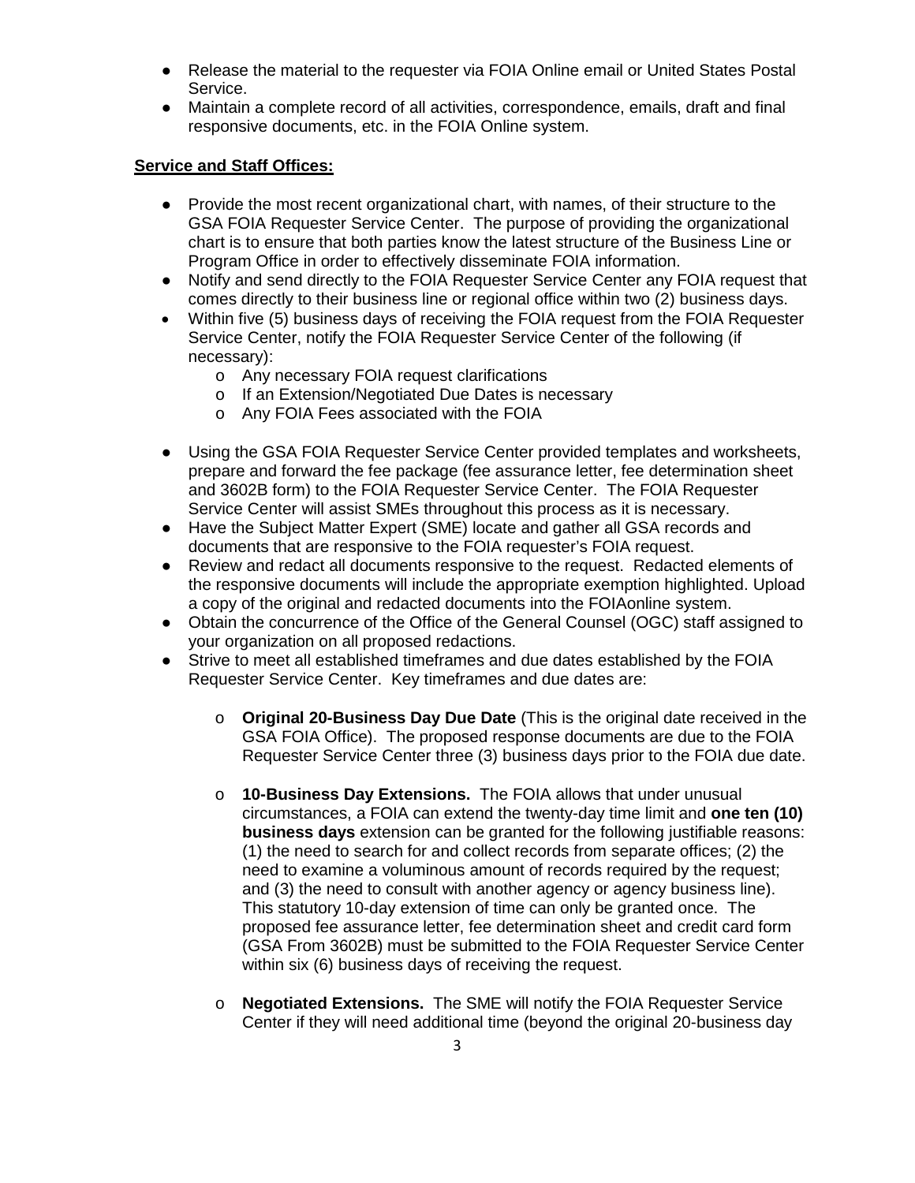- Release the material to the requester via FOIA Online email or United States Postal Service.
- Maintain a complete record of all activities, correspondence, emails, draft and final responsive documents, etc. in the FOIA Online system.

**Service and Staff Offices:**

- Provide the most recent organizational chart, with names, of their structure to the GSA FOIA Requester Service Center. The purpose of providing the organizational chart is to ensure that both parties know the latest structure of the Business Line or Program Office in order to effectively disseminate FOIA information.
- Notify and send directly to the FOIA Requester Service Center any FOIA request that comes directly to their business line or regional office within two (2) business days.
- Within five (5) business days of receiving the FOIA request from the FOIA Requester Service Center, notify the FOIA Requester Service Center of the following (if necessary):
    - Any necessary FOIA request clarifications
    - If an Extension/Negotiated Due Dates is necessary
    - Any FOIA Fees associated with the FOIA
- Using the GSA FOIA Requester Service Center provided templates and worksheets, prepare and forward the fee package (fee assurance letter, fee determination sheet and 3602B form) to the FOIA Requester Service Center. The FOIA Requester Service Center will assist SMEs throughout this process as it is necessary.
- Have the Subject Matter Expert (SME) locate and gather all GSA records and documents that are responsive to the FOIA requester's FOIA request.
- Review and redact all documents responsive to the request. Redacted elements of the responsive documents will include the appropriate exemption highlighted. Upload a copy of the original and redacted documents into the FOIAonline system.
- Obtain the concurrence of the Office of the General Counsel (OGC) staff assigned to your organization on all proposed redactions.
- Strive to meet all established timeframes and due dates established by the FOIA Requester Service Center. Key timeframes and due dates are:
    - **Original 20-Business Day Due Date** (This is the original date received in the GSA FOIA Office). The proposed response documents are due to the FOIA Requester Service Center three (3) business days prior to the FOIA due date.
    - **10-Business Day Extensions.** The FOIA allows that under unusual circumstances, a FOIA can extend the twenty-day time limit and **one ten (10) business days** extension can be granted for the following justifiable reasons: (1) the need to search for and collect records from separate offices; (2) the need to examine a voluminous amount of records required by the request; and (3) the need to consult with another agency or agency business line). This statutory 10-day extension of time can only be granted once. The proposed fee assurance letter, fee determination sheet and credit card form (GSA From 3602B) must be submitted to the FOIA Requester Service Center within six (6) business days of receiving the request.
    - **Negotiated Extensions.** The SME will notify the FOIA Requester Service Center if they will need additional time (beyond the original 20-business day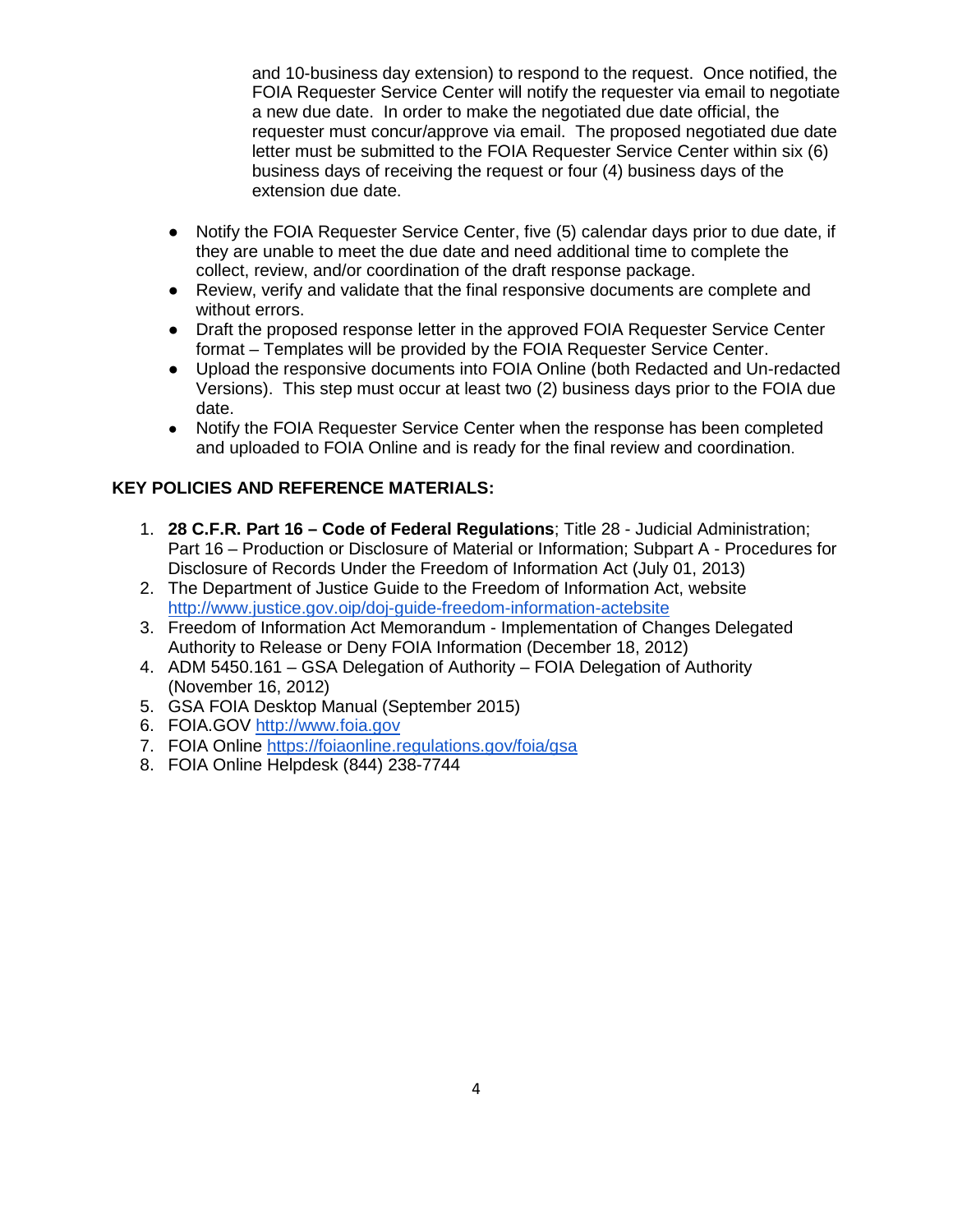and 10-business day extension) to respond to the request. Once notified, the FOIA Requester Service Center will notify the requester via email to negotiate a new due date. In order to make the negotiated due date official, the requester must concur/approve via email. The proposed negotiated due date letter must be submitted to the FOIA Requester Service Center within six (6) business days of receiving the request or four (4) business days of the extension due date.

- Notify the FOIA Requester Service Center, five (5) calendar days prior to due date, if they are unable to meet the due date and need additional time to complete the collect, review, and/or coordination of the draft response package.
- Review, verify and validate that the final responsive documents are complete and without errors.
- Draft the proposed response letter in the approved FOIA Requester Service Center format – Templates will be provided by the FOIA Requester Service Center.
- Upload the responsive documents into FOIA Online (both Redacted and Un-redacted Versions). This step must occur at least two (2) business days prior to the FOIA due date.
- Notify the FOIA Requester Service Center when the response has been completed and uploaded to FOIA Online and is ready for the final review and coordination.

**KEY POLICIES AND REFERENCE MATERIALS:**

1. **28 C.F.R. Part 16 – Code of Federal Regulations**; Title 28 - Judicial Administration; Part 16 – Production or Disclosure of Material or Information; Subpart A - Procedures for Disclosure of Records Under the Freedom of Information Act (July 01, 2013)
2. The Department of Justice Guide to the Freedom of Information Act, website http://www.justice.gov.oip/doj-guide-freedom-information-actebsite
3. Freedom of Information Act Memorandum - Implementation of Changes Delegated Authority to Release or Deny FOIA Information (December 18, 2012)
4. ADM 5450.161 – GSA Delegation of Authority – FOIA Delegation of Authority (November 16, 2012)
5. GSA FOIA Desktop Manual (September 2015)
6. FOIA.GOV http://www.foia.gov
7. FOIA Online https://foiaonline.regulations.gov/foia/gsa
8. FOIA Online Helpdesk (844) 238-7744